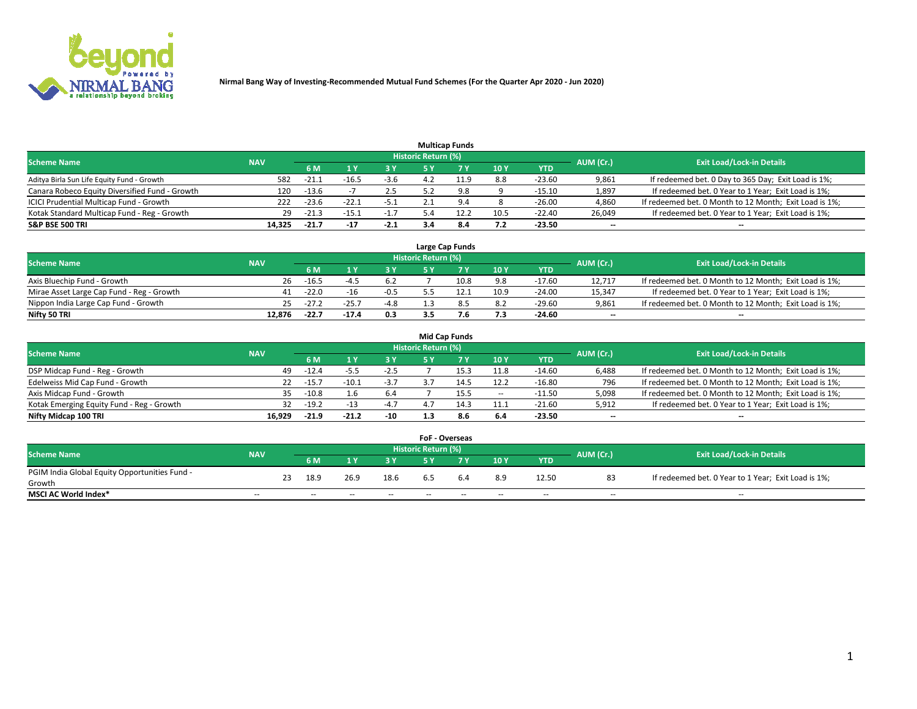**Nirmal Bang Way of Investing-Recommended Mutual Fund Schemes (For the Quarter Apr 2020 - Jun 2020)**

### Multicap Funds

| Scheme Name | NAV | Historic Return (%) | | | | | | | AUM (Cr.) | Exit Load/Lock-in Details |
|---|---|---|---|---|---|---|---|---|---|---|
| | | 6 M | 1 Y | 3 Y | 5 Y | 7 Y | 10 Y | YTD | | |
| Aditya Birla Sun Life Equity Fund - Growth | 582 | -21.1 | -16.5 | -3.6 | 4.2 | 11.9 | 8.8 | -23.60 | 9,861 | If redeemed bet. 0 Day to 365 Day; Exit Load is 1%; |
| Canara Robeco Equity Diversified Fund - Growth | 120 | -13.6 | -7 | 2.5 | 5.2 | 9.8 | 9 | -15.10 | 1,897 | If redeemed bet. 0 Year to 1 Year; Exit Load is 1%; |
| ICICI Prudential Multicap Fund - Growth | 222 | -23.6 | -22.1 | -5.1 | 2.1 | 9.4 | 8 | -26.00 | 4,860 | If redeemed bet. 0 Month to 12 Month; Exit Load is 1%; |
| Kotak Standard Multicap Fund - Reg - Growth | 29 | -21.3 | -15.1 | -1.7 | 5.4 | 12.2 | 10.5 | -22.40 | 26,049 | If redeemed bet. 0 Year to 1 Year; Exit Load is 1%; |
| **S&P BSE 500 TRI** | **14,325** | **-21.7** | **-17** | **-2.1** | **3.4** | **8.4** | **7.2** | **-23.50** | **--** | **--** |

### Large Cap Funds

| Scheme Name | NAV | Historic Return (%) | | | | | | | AUM (Cr.) | Exit Load/Lock-in Details |
|---|---|---|---|---|---|---|---|---|---|---|
| | | 6 M | 1 Y | 3 Y | 5 Y | 7 Y | 10 Y | YTD | | |
| Axis Bluechip Fund - Growth | 26 | -16.5 | -4.5 | 6.2 | 7 | 10.8 | 9.8 | -17.60 | 12,717 | If redeemed bet. 0 Month to 12 Month; Exit Load is 1%; |
| Mirae Asset Large Cap Fund - Reg - Growth | 41 | -22.0 | -16 | -0.5 | 5.5 | 12.1 | 10.9 | -24.00 | 15,347 | If redeemed bet. 0 Year to 1 Year; Exit Load is 1%; |
| Nippon India Large Cap Fund - Growth | 25 | -27.2 | -25.7 | -4.8 | 1.3 | 8.5 | 8.2 | -29.60 | 9,861 | If redeemed bet. 0 Month to 12 Month; Exit Load is 1%; |
| **Nifty 50 TRI** | **12,876** | **-22.7** | **-17.4** | **0.3** | **3.5** | **7.6** | **7.3** | **-24.60** | **--** | **--** |

### Mid Cap Funds

| Scheme Name | NAV | Historic Return (%) | | | | | | | AUM (Cr.) | Exit Load/Lock-in Details |
|---|---|---|---|---|---|---|---|---|---|---|
| | | 6 M | 1 Y | 3 Y | 5 Y | 7 Y | 10 Y | YTD | | |
| DSP Midcap Fund - Reg - Growth | 49 | -12.4 | -5.5 | -2.5 | 7 | 15.3 | 11.8 | -14.60 | 6,488 | If redeemed bet. 0 Month to 12 Month; Exit Load is 1%; |
| Edelweiss Mid Cap Fund - Growth | 22 | -15.7 | -10.1 | -3.7 | 3.7 | 14.5 | 12.2 | -16.80 | 796 | If redeemed bet. 0 Month to 12 Month; Exit Load is 1%; |
| Axis Midcap Fund - Growth | 35 | -10.8 | 1.6 | 6.4 | 7 | 15.5 | -- | -11.50 | 5,098 | If redeemed bet. 0 Month to 12 Month; Exit Load is 1%; |
| Kotak Emerging Equity Fund - Reg - Growth | 32 | -19.2 | -13 | -4.7 | 4.7 | 14.3 | 11.1 | -21.60 | 5,912 | If redeemed bet. 0 Year to 1 Year; Exit Load is 1%; |
| **Nifty Midcap 100 TRI** | **16,929** | **-21.9** | **-21.2** | **-10** | **1.3** | **8.6** | **6.4** | **-23.50** | **--** | **--** |

### FoF - Overseas

| Scheme Name | NAV | Historic Return (%) | | | | | | | AUM (Cr.) | Exit Load/Lock-in Details |
|---|---|---|---|---|---|---|---|---|---|---|
| | | 6 M | 1 Y | 3 Y | 5 Y | 7 Y | 10 Y | YTD | | |
| PGIM India Global Equity Opportunities Fund - Growth | 23 | 18.9 | 26.9 | 18.6 | 6.5 | 6.4 | 8.9 | 12.50 | 83 | If redeemed bet. 0 Year to 1 Year; Exit Load is 1%; |
| **MSCI AC World Index*** | -- | -- | -- | -- | -- | -- | -- | -- | -- | -- |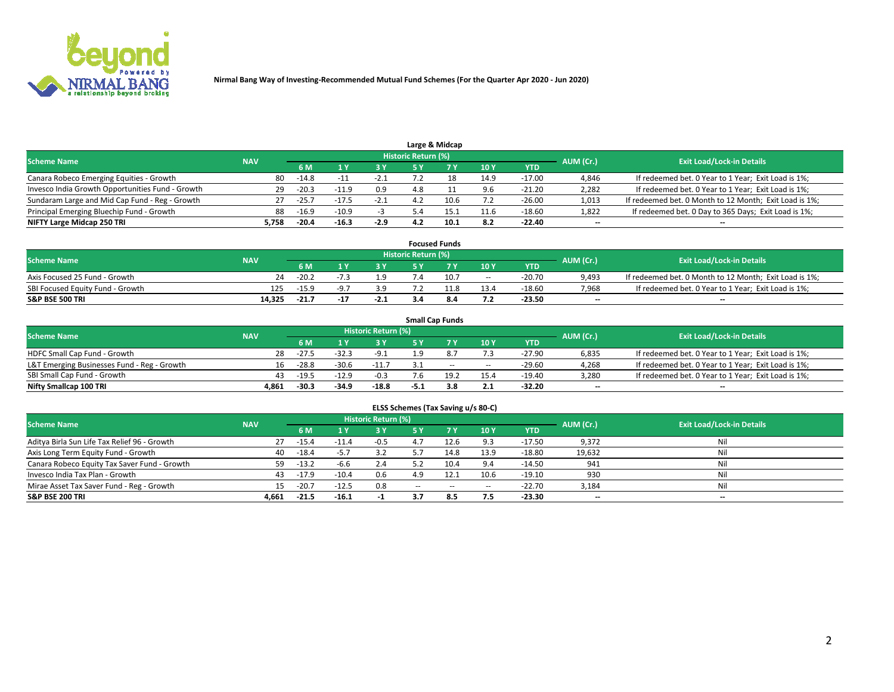**Nirmal Bang Way of Investing-Recommended Mutual Fund Schemes (For the Quarter Apr 2020 - Jun 2020)**

### Large & Midcap

| Scheme Name | NAV | Historic Return (%) | | | | | | | AUM (Cr.) | Exit Load/Lock-in Details |
|---|---|---|---|---|---|---|---|---|---|---|
| | | 6 M | 1 Y | 3 Y | 5 Y | 7 Y | 10 Y | YTD | | |
| Canara Robeco Emerging Equities - Growth | 80 | -14.8 | -11 | -2.1 | 7.2 | 18 | 14.9 | -17.00 | 4,846 | If redeemed bet. 0 Year to 1 Year; Exit Load is 1%; |
| Invesco India Growth Opportunities Fund - Growth | 29 | -20.3 | -11.9 | 0.9 | 4.8 | 11 | 9.6 | -21.20 | 2,282 | If redeemed bet. 0 Year to 1 Year; Exit Load is 1%; |
| Sundaram Large and Mid Cap Fund - Reg - Growth | 27 | -25.7 | -17.5 | -2.1 | 4.2 | 10.6 | 7.2 | -26.00 | 1,013 | If redeemed bet. 0 Month to 12 Month; Exit Load is 1%; |
| Principal Emerging Bluechip Fund - Growth | 88 | -16.9 | -10.9 | -3 | 5.4 | 15.1 | 11.6 | -18.60 | 1,822 | If redeemed bet. 0 Day to 365 Days; Exit Load is 1%; |
| **NIFTY Large Midcap 250 TRI** | **5,758** | **-20.4** | **-16.3** | **-2.9** | **4.2** | **10.1** | **8.2** | **-22.40** | **--** | **--** |

### Focused Funds

| Scheme Name | NAV | Historic Return (%) | | | | | | | AUM (Cr.) | Exit Load/Lock-in Details |
|---|---|---|---|---|---|---|---|---|---|---|
| | | 6 M | 1 Y | 3 Y | 5 Y | 7 Y | 10 Y | YTD | | |
| Axis Focused 25 Fund - Growth | 24 | -20.2 | -7.3 | 1.9 | 7.4 | 10.7 | -- | -20.70 | 9,493 | If redeemed bet. 0 Month to 12 Month; Exit Load is 1%; |
| SBI Focused Equity Fund - Growth | 125 | -15.9 | -9.7 | 3.9 | 7.2 | 11.8 | 13.4 | -18.60 | 7,968 | If redeemed bet. 0 Year to 1 Year; Exit Load is 1%; |
| **S&P BSE 500 TRI** | **14,325** | **-21.7** | **-17** | **-2.1** | **3.4** | **8.4** | **7.2** | **-23.50** | **--** | **--** |

### Small Cap Funds

| Scheme Name | NAV | Historic Return (%) | | | | | | | AUM (Cr.) | Exit Load/Lock-in Details |
|---|---|---|---|---|---|---|---|---|---|---|
| | | 6 M | 1 Y | 3 Y | 5 Y | 7 Y | 10 Y | YTD | | |
| HDFC Small Cap Fund - Growth | 28 | -27.5 | -32.3 | -9.1 | 1.9 | 8.7 | 7.3 | -27.90 | 6,835 | If redeemed bet. 0 Year to 1 Year; Exit Load is 1%; |
| L&T Emerging Businesses Fund - Reg - Growth | 16 | -28.8 | -30.6 | -11.7 | 3.1 | -- | -- | -29.60 | 4,268 | If redeemed bet. 0 Year to 1 Year; Exit Load is 1%; |
| SBI Small Cap Fund - Growth | 43 | -19.5 | -12.9 | -0.3 | 7.6 | 19.2 | 15.4 | -19.40 | 3,280 | If redeemed bet. 0 Year to 1 Year; Exit Load is 1%; |
| **Nifty Smallcap 100 TRI** | **4,861** | **-30.3** | **-34.9** | **-18.8** | **-5.1** | **3.8** | **2.1** | **-32.20** | **--** | **--** |

### ELSS Schemes (Tax Saving u/s 80-C)

| Scheme Name | NAV | Historic Return (%) | | | | | | | AUM (Cr.) | Exit Load/Lock-in Details |
|---|---|---|---|---|---|---|---|---|---|---|
| | | 6 M | 1 Y | 3 Y | 5 Y | 7 Y | 10 Y | YTD | | |
| Aditya Birla Sun Life Tax Relief 96 - Growth | 27 | -15.4 | -11.4 | -0.5 | 4.7 | 12.6 | 9.3 | -17.50 | 9,372 | Nil |
| Axis Long Term Equity Fund - Growth | 40 | -18.4 | -5.7 | 3.2 | 5.7 | 14.8 | 13.9 | -18.80 | 19,632 | Nil |
| Canara Robeco Equity Tax Saver Fund - Growth | 59 | -13.2 | -6.6 | 2.4 | 5.2 | 10.4 | 9.4 | -14.50 | 941 | Nil |
| Invesco India Tax Plan - Growth | 43 | -17.9 | -10.4 | 0.6 | 4.9 | 12.1 | 10.6 | -19.10 | 930 | Nil |
| Mirae Asset Tax Saver Fund - Reg - Growth | 15 | -20.7 | -12.5 | 0.8 | -- | -- | -- | -22.70 | 3,184 | Nil |
| **S&P BSE 200 TRI** | **4,661** | **-21.5** | **-16.1** | **-1** | **3.7** | **8.5** | **7.5** | **-23.30** | **--** | **--** |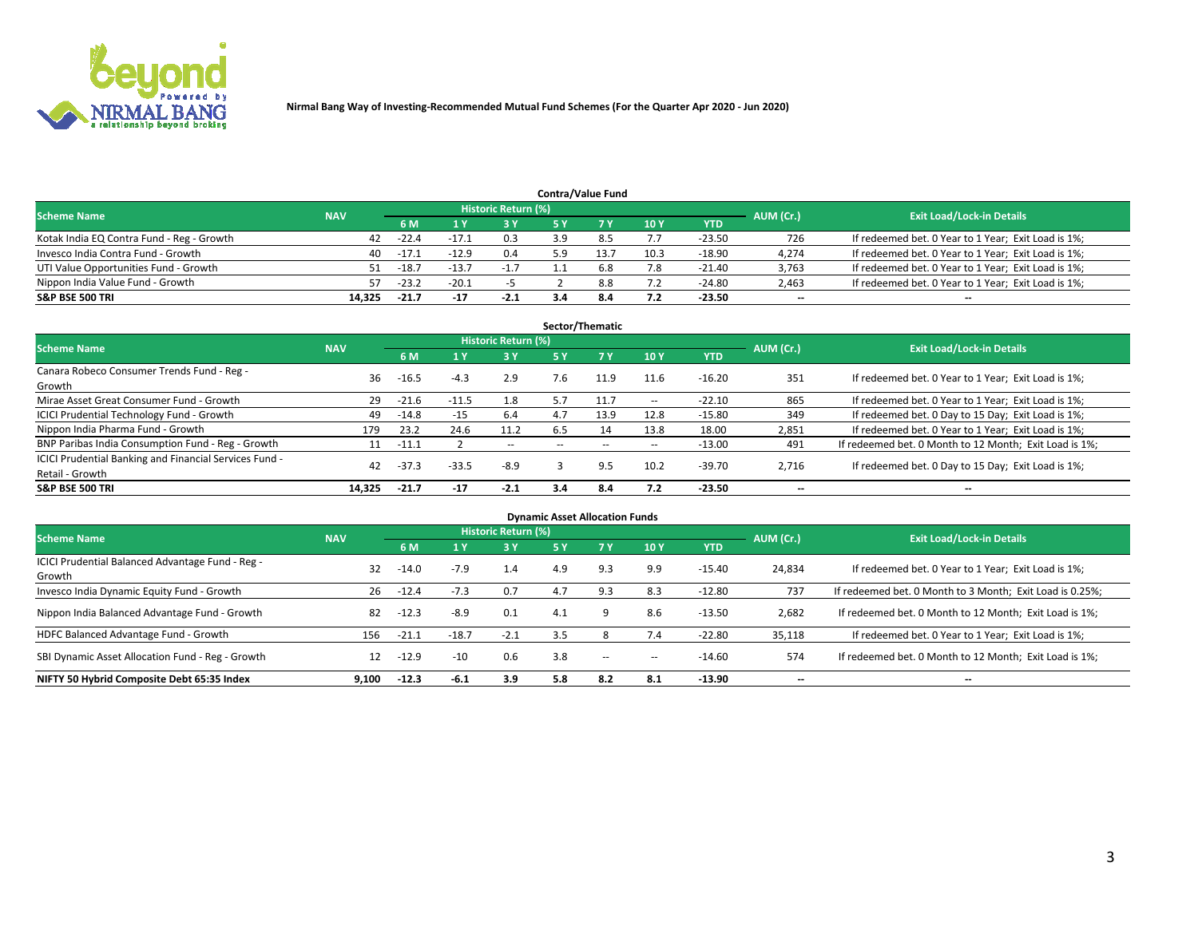Nirmal Bang Way of Investing-Recommended Mutual Fund Schemes (For the Quarter Apr 2020 - Jun 2020)

## Contra/Value Fund

| Scheme Name | NAV | Historic Return (%) | | | | | | | AUM (Cr.) | Exit Load/Lock-in Details |
|---|---|---|---|---|---|---|---|---|---|---|
| | | 6 M | 1 Y | 3 Y | 5 Y | 7 Y | 10 Y | YTD | | |
| Kotak India EQ Contra Fund - Reg - Growth | 42 | -22.4 | -17.1 | 0.3 | 3.9 | 8.5 | 7.7 | -23.50 | 726 | If redeemed bet. 0 Year to 1 Year; Exit Load is 1%; |
| Invesco India Contra Fund - Growth | 40 | -17.1 | -12.9 | 0.4 | 5.9 | 13.7 | 10.3 | -18.90 | 4,274 | If redeemed bet. 0 Year to 1 Year; Exit Load is 1%; |
| UTI Value Opportunities Fund - Growth | 51 | -18.7 | -13.7 | -1.7 | 1.1 | 6.8 | 7.8 | -21.40 | 3,763 | If redeemed bet. 0 Year to 1 Year; Exit Load is 1%; |
| Nippon India Value Fund - Growth | 57 | -23.2 | -20.1 | -5 | 2 | 8.8 | 7.2 | -24.80 | 2,463 | If redeemed bet. 0 Year to 1 Year; Exit Load is 1%; |
| **S&P BSE 500 TRI** | **14,325** | **-21.7** | **-17** | **-2.1** | **3.4** | **8.4** | **7.2** | **-23.50** | **--** | **--** |

## Sector/Thematic

| Scheme Name | NAV | Historic Return (%) | | | | | | | AUM (Cr.) | Exit Load/Lock-in Details |
|---|---|---|---|---|---|---|---|---|---|---|
| | | 6 M | 1 Y | 3 Y | 5 Y | 7 Y | 10 Y | YTD | | |
| Canara Robeco Consumer Trends Fund - Reg - Growth | 36 | -16.5 | -4.3 | 2.9 | 7.6 | 11.9 | 11.6 | -16.20 | 351 | If redeemed bet. 0 Year to 1 Year; Exit Load is 1%; |
| Mirae Asset Great Consumer Fund - Growth | 29 | -21.6 | -11.5 | 1.8 | 5.7 | 11.7 | -- | -22.10 | 865 | If redeemed bet. 0 Year to 1 Year; Exit Load is 1%; |
| ICICI Prudential Technology Fund - Growth | 49 | -14.8 | -15 | 6.4 | 4.7 | 13.9 | 12.8 | -15.80 | 349 | If redeemed bet. 0 Day to 15 Day; Exit Load is 1%; |
| Nippon India Pharma Fund - Growth | 179 | 23.2 | 24.6 | 11.2 | 6.5 | 14 | 13.8 | 18.00 | 2,851 | If redeemed bet. 0 Year to 1 Year; Exit Load is 1%; |
| BNP Paribas India Consumption Fund - Reg - Growth | 11 | -11.1 | 2 | -- | -- | -- | -- | -13.00 | 491 | If redeemed bet. 0 Month to 12 Month; Exit Load is 1%; |
| ICICI Prudential Banking and Financial Services Fund - Retail - Growth | 42 | -37.3 | -33.5 | -8.9 | 3 | 9.5 | 10.2 | -39.70 | 2,716 | If redeemed bet. 0 Day to 15 Day; Exit Load is 1%; |
| **S&P BSE 500 TRI** | **14,325** | **-21.7** | **-17** | **-2.1** | **3.4** | **8.4** | **7.2** | **-23.50** | **--** | **--** |

## Dynamic Asset Allocation Funds

| Scheme Name | NAV | Historic Return (%) | | | | | | | AUM (Cr.) | Exit Load/Lock-in Details |
|---|---|---|---|---|---|---|---|---|---|---|
| | | 6 M | 1 Y | 3 Y | 5 Y | 7 Y | 10 Y | YTD | | |
| ICICI Prudential Balanced Advantage Fund - Reg - Growth | 32 | -14.0 | -7.9 | 1.4 | 4.9 | 9.3 | 9.9 | -15.40 | 24,834 | If redeemed bet. 0 Year to 1 Year; Exit Load is 1%; |
| Invesco India Dynamic Equity Fund - Growth | 26 | -12.4 | -7.3 | 0.7 | 4.7 | 9.3 | 8.3 | -12.80 | 737 | If redeemed bet. 0 Month to 3 Month; Exit Load is 0.25%; |
| Nippon India Balanced Advantage Fund - Growth | 82 | -12.3 | -8.9 | 0.1 | 4.1 | 9 | 8.6 | -13.50 | 2,682 | If redeemed bet. 0 Month to 12 Month; Exit Load is 1%; |
| HDFC Balanced Advantage Fund - Growth | 156 | -21.1 | -18.7 | -2.1 | 3.5 | 8 | 7.4 | -22.80 | 35,118 | If redeemed bet. 0 Year to 1 Year; Exit Load is 1%; |
| SBI Dynamic Asset Allocation Fund - Reg - Growth | 12 | -12.9 | -10 | 0.6 | 3.8 | -- | -- | -14.60 | 574 | If redeemed bet. 0 Month to 12 Month; Exit Load is 1%; |
| **NIFTY 50 Hybrid Composite Debt 65:35 Index** | **9,100** | **-12.3** | **-6.1** | **3.9** | **5.8** | **8.2** | **8.1** | **-13.90** | **--** | **--** |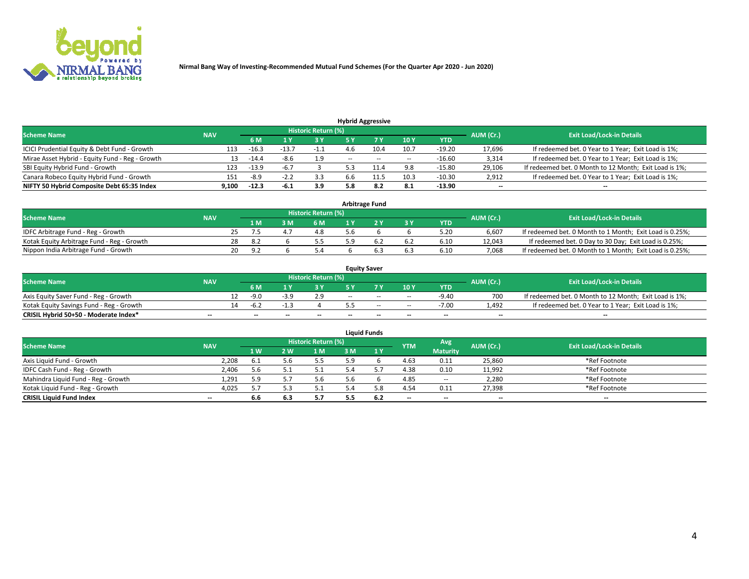Nirmal Bang Way of Investing-Recommended Mutual Fund Schemes (For the Quarter Apr 2020 - Jun 2020)

### Hybrid Aggressive

| Scheme Name | NAV | Historic Return (%) | | | | | | | AUM (Cr.) | Exit Load/Lock-in Details |
|---|---|---|---|---|---|---|---|---|---|---|
| | | 6 M | 1 Y | 3 Y | 5 Y | 7 Y | 10 Y | YTD | | |
| ICICI Prudential Equity & Debt Fund - Growth | 113 | -16.3 | -13.7 | -1.1 | 4.6 | 10.4 | 10.7 | -19.20 | 17,696 | If redeemed bet. 0 Year to 1 Year; Exit Load is 1%; |
| Mirae Asset Hybrid - Equity Fund - Reg - Growth | 13 | -14.4 | -8.6 | 1.9 | -- | -- | -- | -16.60 | 3,314 | If redeemed bet. 0 Year to 1 Year; Exit Load is 1%; |
| SBI Equity Hybrid Fund - Growth | 123 | -13.9 | -6.7 | 3 | 5.3 | 11.4 | 9.8 | -15.80 | 29,106 | If redeemed bet. 0 Month to 12 Month; Exit Load is 1%; |
| Canara Robeco Equity Hybrid Fund - Growth | 151 | -8.9 | -2.2 | 3.3 | 6.6 | 11.5 | 10.3 | -10.30 | 2,912 | If redeemed bet. 0 Year to 1 Year; Exit Load is 1%; |
| **NIFTY 50 Hybrid Composite Debt 65:35 Index** | **9,100** | **-12.3** | **-6.1** | **3.9** | **5.8** | **8.2** | **8.1** | **-13.90** | **--** | **--** |

### Arbitrage Fund

| Scheme Name | NAV | Historic Return (%) | | | | | | | AUM (Cr.) | Exit Load/Lock-in Details |
|---|---|---|---|---|---|---|---|---|---|---|
| | | 1 M | 3 M | 6 M | 1 Y | 2 Y | 3 Y | YTD | | |
| IDFC Arbitrage Fund - Reg - Growth | 25 | 7.5 | 4.7 | 4.8 | 5.6 | 6 | 6 | 5.20 | 6,607 | If redeemed bet. 0 Month to 1 Month; Exit Load is 0.25%; |
| Kotak Equity Arbitrage Fund - Reg - Growth | 28 | 8.2 | 6 | 5.5 | 5.9 | 6.2 | 6.2 | 6.10 | 12,043 | If redeemed bet. 0 Day to 30 Day; Exit Load is 0.25%; |
| Nippon India Arbitrage Fund - Growth | 20 | 9.2 | 6 | 5.4 | 6 | 6.3 | 6.3 | 6.10 | 7,068 | If redeemed bet. 0 Month to 1 Month; Exit Load is 0.25%; |

### Equity Saver

| Scheme Name | NAV | Historic Return (%) | | | | | | | AUM (Cr.) | Exit Load/Lock-in Details |
|---|---|---|---|---|---|---|---|---|---|---|
| | | 6 M | 1 Y | 3 Y | 5 Y | 7 Y | 10 Y | YTD | | |
| Axis Equity Saver Fund - Reg - Growth | 12 | -9.0 | -3.9 | 2.9 | -- | -- | -- | -9.40 | 700 | If redeemed bet. 0 Month to 12 Month; Exit Load is 1%; |
| Kotak Equity Savings Fund - Reg - Growth | 14 | -6.2 | -1.3 | 4 | 5.5 | -- | -- | -7.00 | 1,492 | If redeemed bet. 0 Year to 1 Year; Exit Load is 1%; |
| **CRISIL Hybrid 50+50 - Moderate Index*** | **--** | **--** | **--** | **--** | **--** | **--** | **--** | **--** | **--** | **--** |

### Liquid Funds

| Scheme Name | NAV | Historic Return (%) | | | | | YTM | Avg Maturity | AUM (Cr.) | Exit Load/Lock-in Details |
|---|---|---|---|---|---|---|---|---|---|---|
| | | 1 W | 2 W | 1 M | 3 M | 1 Y | | | | |
| Axis Liquid Fund - Growth | 2,208 | 6.1 | 5.6 | 5.5 | 5.9 | 6 | 4.63 | 0.11 | 25,860 | *Ref Footnote |
| IDFC Cash Fund - Reg - Growth | 2,406 | 5.6 | 5.1 | 5.1 | 5.4 | 5.7 | 4.38 | 0.10 | 11,992 | *Ref Footnote |
| Mahindra Liquid Fund - Reg - Growth | 1,291 | 5.9 | 5.7 | 5.6 | 5.6 | 6 | 4.85 | -- | 2,280 | *Ref Footnote |
| Kotak Liquid Fund - Reg - Growth | 4,025 | 5.7 | 5.3 | 5.1 | 5.4 | 5.8 | 4.54 | 0.11 | 27,398 | *Ref Footnote |
| **CRISIL Liquid Fund Index** | **--** | **6.6** | **6.3** | **5.7** | **5.5** | **6.2** | **--** | **--** | **--** | **--** |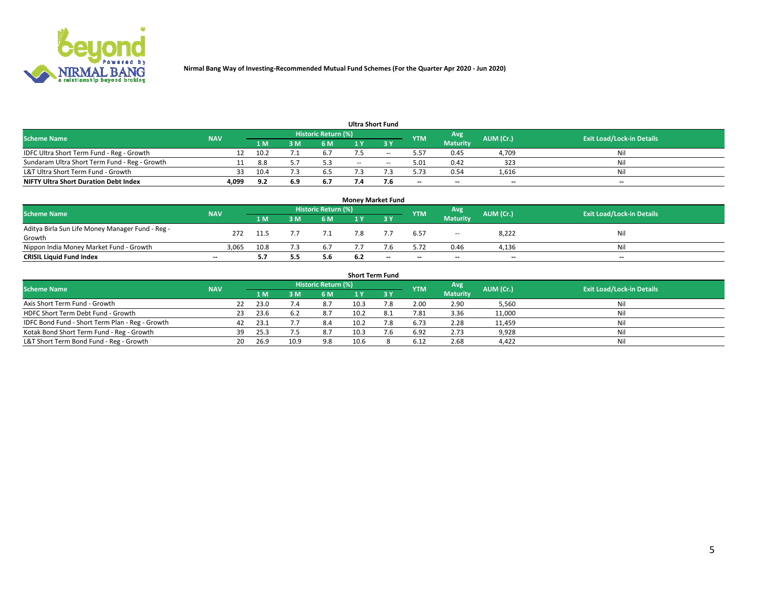Nirmal Bang Way of Investing-Recommended Mutual Fund Schemes (For the Quarter Apr 2020 - Jun 2020)

### Ultra Short Fund

| Scheme Name | NAV | Historic Return (%) | | | | | YTM | Avg Maturity | AUM (Cr.) | Exit Load/Lock-in Details |
|---|---|---|---|---|---|---|---|---|---|---|
| | | 1 M | 3 M | 6 M | 1 Y | 3 Y | | | | |
| IDFC Ultra Short Term Fund - Reg - Growth | 12 | 10.2 | 7.1 | 6.7 | 7.5 | -- | 5.57 | 0.45 | 4,709 | Nil |
| Sundaram Ultra Short Term Fund - Reg - Growth | 11 | 8.8 | 5.7 | 5.3 | -- | -- | 5.01 | 0.42 | 323 | Nil |
| L&T Ultra Short Term Fund - Growth | 33 | 10.4 | 7.3 | 6.5 | 7.3 | 7.3 | 5.73 | 0.54 | 1,616 | Nil |
| **NIFTY Ultra Short Duration Debt Index** | **4,099** | **9.2** | **6.9** | **6.7** | **7.4** | **7.6** | **--** | **--** | **--** | **--** |

### Money Market Fund

| Scheme Name | NAV | Historic Return (%) | | | | | YTM | Avg Maturity | AUM (Cr.) | Exit Load/Lock-in Details |
|---|---|---|---|---|---|---|---|---|---|---|
| | | 1 M | 3 M | 6 M | 1 Y | 3 Y | | | | |
| Aditya Birla Sun Life Money Manager Fund - Reg - Growth | 272 | 11.5 | 7.7 | 7.1 | 7.8 | 7.7 | 6.57 | -- | 8,222 | Nil |
| Nippon India Money Market Fund - Growth | 3,065 | 10.8 | 7.3 | 6.7 | 7.7 | 7.6 | 5.72 | 0.46 | 4,136 | Nil |
| **CRISIL Liquid Fund Index** | **--** | **5.7** | **5.5** | **5.6** | **6.2** | **--** | **--** | **--** | **--** | **--** |

### Short Term Fund

| Scheme Name | NAV | Historic Return (%) | | | | | YTM | Avg Maturity | AUM (Cr.) | Exit Load/Lock-in Details |
|---|---|---|---|---|---|---|---|---|---|---|
| | | 1 M | 3 M | 6 M | 1 Y | 3 Y | | | | |
| Axis Short Term Fund - Growth | 22 | 23.0 | 7.4 | 8.7 | 10.3 | 7.8 | 2.00 | 2.90 | 5,560 | Nil |
| HDFC Short Term Debt Fund - Growth | 23 | 23.6 | 6.2 | 8.7 | 10.2 | 8.1 | 7.81 | 3.36 | 11,000 | Nil |
| IDFC Bond Fund - Short Term Plan - Reg - Growth | 42 | 23.1 | 7.7 | 8.4 | 10.2 | 7.8 | 6.73 | 2.28 | 11,459 | Nil |
| Kotak Bond Short Term Fund - Reg - Growth | 39 | 25.3 | 7.5 | 8.7 | 10.3 | 7.6 | 6.92 | 2.73 | 9,928 | Nil |
| L&T Short Term Bond Fund - Reg - Growth | 20 | 26.9 | 10.9 | 9.8 | 10.6 | 8 | 6.12 | 2.68 | 4,422 | Nil |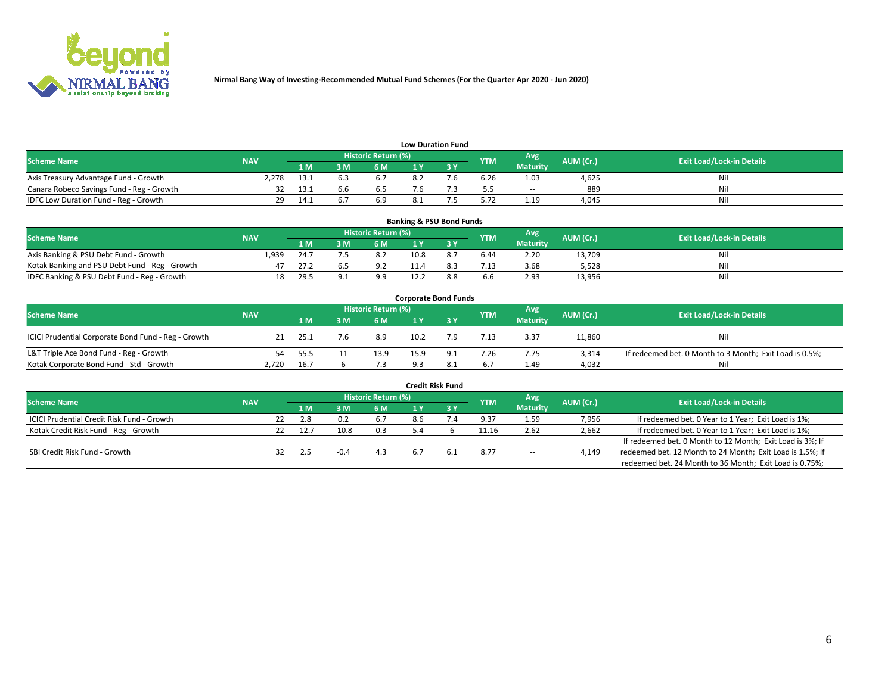**Nirmal Bang Way of Investing-Recommended Mutual Fund Schemes (For the Quarter Apr 2020 - Jun 2020)**

### Low Duration Fund

| Scheme Name | NAV | Historic Return (%) | | | | | YTM | Avg Maturity | AUM (Cr.) | Exit Load/Lock-in Details |
|---|---|---|---|---|---|---|---|---|---|---|
| | | 1 M | 3 M | 6 M | 1 Y | 3 Y | | | | |
| Axis Treasury Advantage Fund - Growth | 2,278 | 13.1 | 6.3 | 6.7 | 8.2 | 7.6 | 6.26 | 1.03 | 4,625 | Nil |
| Canara Robeco Savings Fund - Reg - Growth | 32 | 13.1 | 6.6 | 6.5 | 7.6 | 7.3 | 5.5 | -- | 889 | Nil |
| IDFC Low Duration Fund - Reg - Growth | 29 | 14.1 | 6.7 | 6.9 | 8.1 | 7.5 | 5.72 | 1.19 | 4,045 | Nil |

### Banking & PSU Bond Funds

| Scheme Name | NAV | Historic Return (%) | | | | | YTM | Avg Maturity | AUM (Cr.) | Exit Load/Lock-in Details |
|---|---|---|---|---|---|---|---|---|---|---|
| | | 1 M | 3 M | 6 M | 1 Y | 3 Y | | | | |
| Axis Banking & PSU Debt Fund - Growth | 1,939 | 24.7 | 7.5 | 8.2 | 10.8 | 8.7 | 6.44 | 2.20 | 13,709 | Nil |
| Kotak Banking and PSU Debt Fund - Reg - Growth | 47 | 27.2 | 6.5 | 9.2 | 11.4 | 8.3 | 7.13 | 3.68 | 5,528 | Nil |
| IDFC Banking & PSU Debt Fund - Reg - Growth | 18 | 29.5 | 9.1 | 9.9 | 12.2 | 8.8 | 6.6 | 2.93 | 13,956 | Nil |

### Corporate Bond Funds

| Scheme Name | NAV | Historic Return (%) | | | | | YTM | Avg Maturity | AUM (Cr.) | Exit Load/Lock-in Details |
|---|---|---|---|---|---|---|---|---|---|---|
| | | 1 M | 3 M | 6 M | 1 Y | 3 Y | | | | |
| ICICI Prudential Corporate Bond Fund - Reg - Growth | 21 | 25.1 | 7.6 | 8.9 | 10.2 | 7.9 | 7.13 | 3.37 | 11,860 | Nil |
| L&T Triple Ace Bond Fund - Reg - Growth | 54 | 55.5 | 11 | 13.9 | 15.9 | 9.1 | 7.26 | 7.75 | 3,314 | If redeemed bet. 0 Month to 3 Month; Exit Load is 0.5%; |
| Kotak Corporate Bond Fund - Std - Growth | 2,720 | 16.7 | 6 | 7.3 | 9.3 | 8.1 | 6.7 | 1.49 | 4,032 | Nil |

### Credit Risk Fund

| Scheme Name | NAV | Historic Return (%) | | | | | YTM | Avg Maturity | AUM (Cr.) | Exit Load/Lock-in Details |
|---|---|---|---|---|---|---|---|---|---|---|
| | | 1 M | 3 M | 6 M | 1 Y | 3 Y | | | | |
| ICICI Prudential Credit Risk Fund - Growth | 22 | 2.8 | 0.2 | 6.7 | 8.6 | 7.4 | 9.37 | 1.59 | 7,956 | If redeemed bet. 0 Year to 1 Year; Exit Load is 1%; |
| Kotak Credit Risk Fund - Reg - Growth | 22 | -12.7 | -10.8 | 0.3 | 5.4 | 6 | 11.16 | 2.62 | 2,662 | If redeemed bet. 0 Year to 1 Year; Exit Load is 1%; |
| SBI Credit Risk Fund - Growth | 32 | 2.5 | -0.4 | 4.3 | 6.7 | 6.1 | 8.77 | -- | 4,149 | If redeemed bet. 0 Month to 12 Month; Exit Load is 3%; If redeemed bet. 12 Month to 24 Month; Exit Load is 1.5%; If redeemed bet. 24 Month to 36 Month; Exit Load is 0.75%; |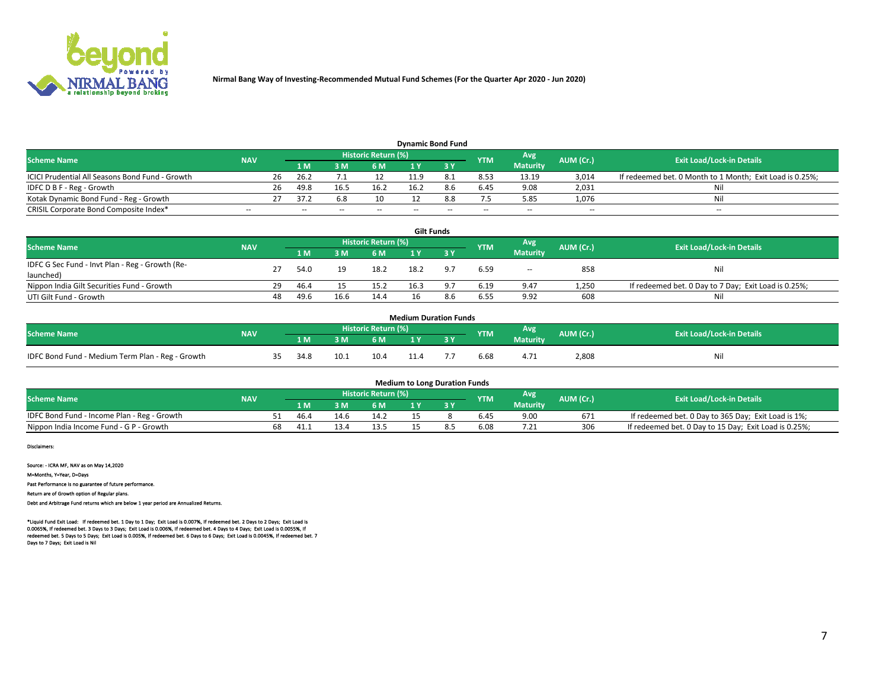Nirmal Bang Way of Investing-Recommended Mutual Fund Schemes (For the Quarter Apr 2020 - Jun 2020)

### Dynamic Bond Fund

| Scheme Name | NAV | Historic Return (%) | | | | | YTM | Avg Maturity | AUM (Cr.) | Exit Load/Lock-in Details |
|---|---|---|---|---|---|---|---|---|---|---|
| | | 1 M | 3 M | 6 M | 1 Y | 3 Y | | | | |
| ICICI Prudential All Seasons Bond Fund - Growth | 26 | 26.2 | 7.1 | 12 | 11.9 | 8.1 | 8.53 | 13.19 | 3,014 | If redeemed bet. 0 Month to 1 Month; Exit Load is 0.25%; |
| IDFC D B F - Reg - Growth | 26 | 49.8 | 16.5 | 16.2 | 16.2 | 8.6 | 6.45 | 9.08 | 2,031 | Nil |
| Kotak Dynamic Bond Fund - Reg - Growth | 27 | 37.2 | 6.8 | 10 | 12 | 8.8 | 7.5 | 5.85 | 1,076 | Nil |
| CRISIL Corporate Bond Composite Index* | -- | -- | -- | -- | -- | -- | -- | -- | -- | -- |

### Gilt Funds

| Scheme Name | NAV | Historic Return (%) | | | | | YTM | Avg Maturity | AUM (Cr.) | Exit Load/Lock-in Details |
|---|---|---|---|---|---|---|---|---|---|---|
| | | 1 M | 3 M | 6 M | 1 Y | 3 Y | | | | |
| IDFC G Sec Fund - Invt Plan - Reg - Growth (Re-launched) | 27 | 54.0 | 19 | 18.2 | 18.2 | 9.7 | 6.59 | -- | 858 | Nil |
| Nippon India Gilt Securities Fund - Growth | 29 | 46.4 | 15 | 15.2 | 16.3 | 9.7 | 6.19 | 9.47 | 1,250 | If redeemed bet. 0 Day to 7 Day; Exit Load is 0.25%; |
| UTI Gilt Fund - Growth | 48 | 49.6 | 16.6 | 14.4 | 16 | 8.6 | 6.55 | 9.92 | 608 | Nil |

### Medium Duration Funds

| Scheme Name | NAV | Historic Return (%) | | | | | YTM | Avg Maturity | AUM (Cr.) | Exit Load/Lock-in Details |
|---|---|---|---|---|---|---|---|---|---|---|
| | | 1 M | 3 M | 6 M | 1 Y | 3 Y | | | | |
| IDFC Bond Fund - Medium Term Plan - Reg - Growth | 35 | 34.8 | 10.1 | 10.4 | 11.4 | 7.7 | 6.68 | 4.71 | 2,808 | Nil |

### Medium to Long Duration Funds

| Scheme Name | NAV | Historic Return (%) | | | | | YTM | Avg Maturity | AUM (Cr.) | Exit Load/Lock-in Details |
|---|---|---|---|---|---|---|---|---|---|---|
| | | 1 M | 3 M | 6 M | 1 Y | 3 Y | | | | |
| IDFC Bond Fund - Income Plan - Reg - Growth | 51 | 46.4 | 14.6 | 14.2 | 15 | 8 | 6.45 | 9.00 | 671 | If redeemed bet. 0 Day to 365 Day; Exit Load is 1%; |
| Nippon India Income Fund - G P - Growth | 68 | 41.1 | 13.4 | 13.5 | 15 | 8.5 | 6.08 | 7.21 | 306 | If redeemed bet. 0 Day to 15 Day; Exit Load is 0.25%; |

Disclaimers:

Source: - ICRA MF, NAV as on May 14,2020

M=Months, Y=Year, D=Days

Past Performance is no guarantee of future performance.

Return are of Growth option of Regular plans.

Debt and Arbitrage Fund returns which are below 1 year period are Annualized Returns.

*Liquid Fund Exit Load: If redeemed bet. 1 Day to 1 Day; Exit Load is 0.007%, If redeemed bet. 2 Days to 2 Days; Exit Load is 0.0065%, If redeemed bet. 3 Days to 3 Days; Exit Load is 0.006%, If redeemed bet. 4 Days to 4 Days; Exit Load is 0.0055%, If redeemed bet. 5 Days to 5 Days; Exit Load is 0.005%, If redeemed bet. 6 Days to 6 Days; Exit Load is 0.0045%, If redeemed bet. 7 Days to 7 Days; Exit Load is Nil